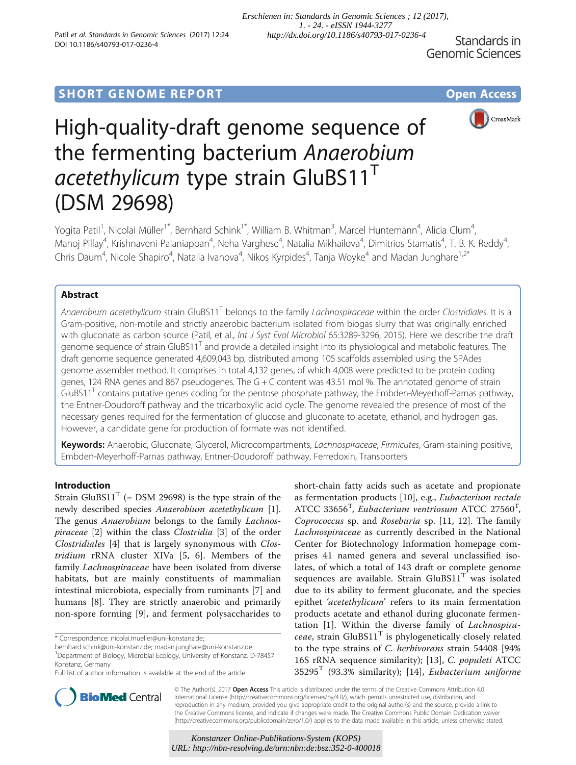SHORT GENOME REPORT

Open Access

# High-quality-draft genome sequence of the fermenting bacterium *Anaerobium acetethylicum* type strain GluBS11$^T$ (DSM 29698)

Yogita Patil[1], Nicolai Müller[1*], Bernhard Schink[1*], William B. Whitman[3], Marcel Huntemann[4], Alicia Clum[4], Manoj Pillay[4], Krishnaveni Palaniappan[4], Neha Varghese[4], Natalia Mikhailova[4], Dimitrios Stamatis[4], T. B. K. Reddy[4], Chris Daum[4], Nicole Shapiro[4], Natalia Ivanova[4], Nikos Kyrpides[4], Tanja Woyke[4] and Madan Junghare[1,2*]

## Abstract

*Anaerobium acetethylicum* strain GluBS11$^T$ belongs to the family *Lachnospiraceae* within the order *Clostridiales*. It is a Gram-positive, non-motile and strictly anaerobic bacterium isolated from biogas slurry that was originally enriched with gluconate as carbon source (Patil, et al., *Int J Syst Evol Microbiol* 65:3289-3296, 2015). Here we describe the draft genome sequence of strain GluBS11$^T$ and provide a detailed insight into its physiological and metabolic features. The draft genome sequence generated 4,609,043 bp, distributed among 105 scaffolds assembled using the SPAdes genome assembler method. It comprises in total 4,132 genes, of which 4,008 were predicted to be protein coding genes, 124 RNA genes and 867 pseudogenes. The G + C content was 43.51 mol %. The annotated genome of strain GluBS11$^T$ contains putative genes coding for the pentose phosphate pathway, the Embden-Meyerhoff-Parnas pathway, the Entner-Doudoroff pathway and the tricarboxylic acid cycle. The genome revealed the presence of most of the necessary genes required for the fermentation of glucose and gluconate to acetate, ethanol, and hydrogen gas. However, a candidate gene for production of formate was not identified.

**Keywords:** Anaerobic, Gluconate, Glycerol, Microcompartments, *Lachnospiraceae*, *Firmicutes*, Gram-staining positive, Embden-Meyerhoff-Parnas pathway, Entner-Doudoroff pathway, Ferredoxin, Transporters

## Introduction

Strain GluBS11$^T$ (= DSM 29698) is the type strain of the newly described species *Anaerobium acetethylicum* [1]. The genus *Anaerobium* belongs to the family *Lachnospiraceae* [2] within the class *Clostridia* [3] of the order *Clostridiales* [4] that is largely synonymous with *Clostridium* rRNA cluster XIVa [5, 6]. Members of the family *Lachnospiraceae* have been isolated from diverse habitats, but are mainly constituents of mammalian intestinal microbiota, especially from ruminants [7] and humans [8]. They are strictly anaerobic and primarily non-spore forming [9], and ferment polysaccharides to short-chain fatty acids such as acetate and propionate as fermentation products [10], e.g., *Eubacterium rectale* ATCC 33656$^T$, *Eubacterium ventriosum* ATCC 27560$^T$, *Coprococcus* sp. and *Roseburia* sp. [11, 12]. The family *Lachnospiraceae* as currently described in the National Center for Biotechnology Information homepage comprises 41 named genera and several unclassified isolates, of which a total of 143 draft or complete genome sequences are available. Strain GluBS11$^T$ was isolated due to its ability to ferment gluconate, and the species epithet '*acetethylicum*' refers to its main fermentation products acetate and ethanol during gluconate fermentation [1]. Within the diverse family of *Lachnospiraceae*, strain GluBS11$^T$ is phylogenetically closely related to the type strains of *C. herbivorans* strain 54408 [94% 16S rRNA sequence similarity); [13], *C. populeti* ATCC 35295$^T$ (93.3% similarity); [14], *Eubacterium uniforme*

\* Correspondence: nicolai.mueller@uni-konstanz.de; bernhard.schink@uni-konstanz.de; madan.junghare@uni-konstanz.de
[1]Department of Biology, Microbial Ecology, University of Konstanz, D-78457 Konstanz, Germany
Full list of author information is available at the end of the article

© The Author(s). 2017 **Open Access** This article is distributed under the terms of the Creative Commons Attribution 4.0 International License (http://creativecommons.org/licenses/by/4.0/), which permits unrestricted use, distribution, and reproduction in any medium, provided you give appropriate credit to the original author(s) and the source, provide a link to the Creative Commons license, and indicate if changes were made. The Creative Commons Public Domain Dedication waiver (http://creativecommons.org/publicdomain/zero/1.0/) applies to the data made available in this article, unless otherwise stated.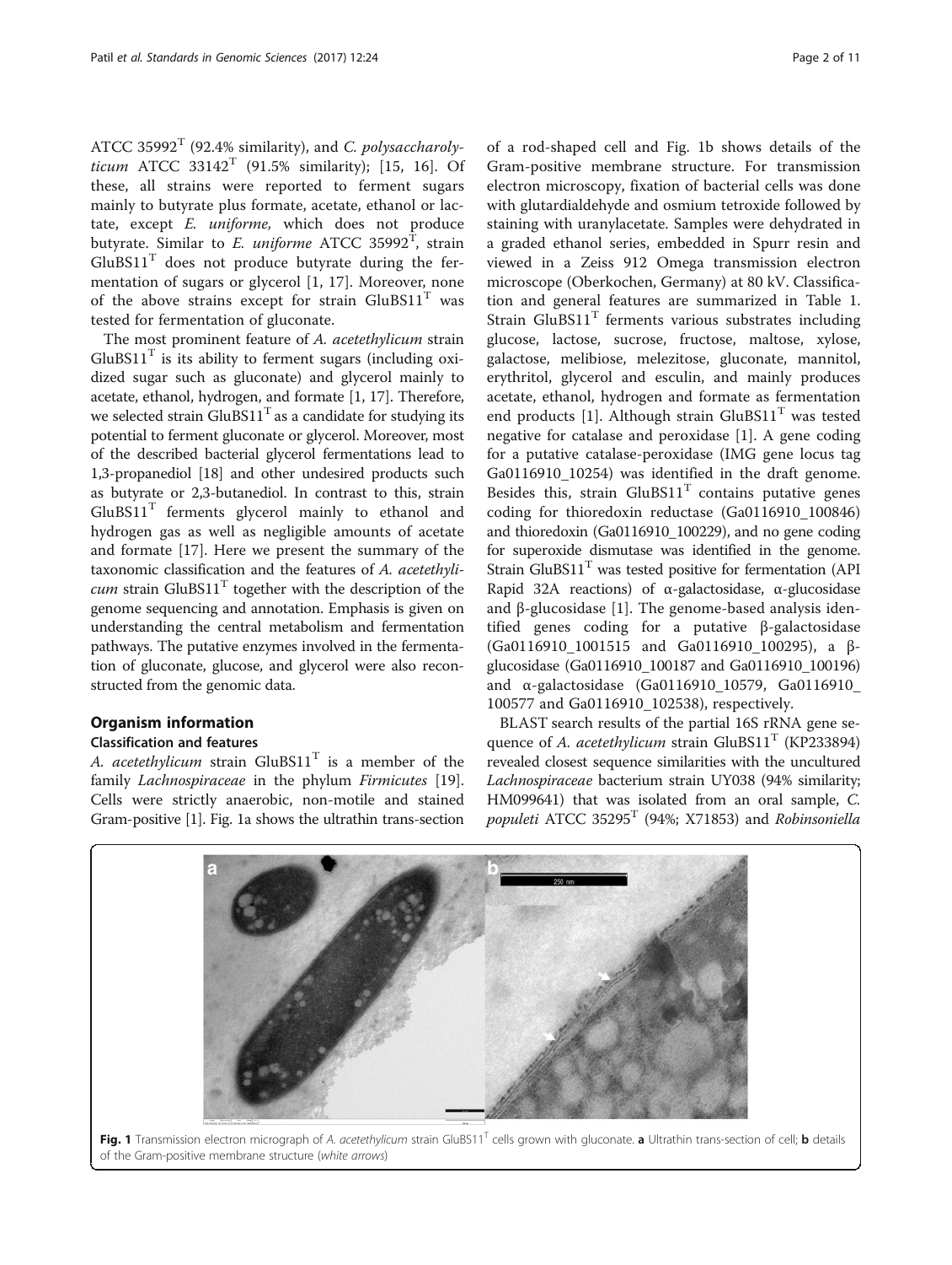ATCC 35992[T] (92.4% similarity), and *C. polysaccharolyticum* ATCC 33142[T] (91.5% similarity); [15, 16]. Of these, all strains were reported to ferment sugars mainly to butyrate plus formate, acetate, ethanol or lactate, except *E. uniforme,* which does not produce butyrate. Similar to *E. uniforme* ATCC 35992[T], strain GluBS11[T] does not produce butyrate during the fermentation of sugars or glycerol [1, 17]. Moreover, none of the above strains except for strain GluBS11[T] was tested for fermentation of gluconate.

The most prominent feature of *A. acetethylicum* strain GluBS11[T] is its ability to ferment sugars (including oxidized sugar such as gluconate) and glycerol mainly to acetate, ethanol, hydrogen, and formate [1, 17]. Therefore, we selected strain GluBS11[T] as a candidate for studying its potential to ferment gluconate or glycerol. Moreover, most of the described bacterial glycerol fermentations lead to 1,3-propanediol [18] and other undesired products such as butyrate or 2,3-butanediol. In contrast to this, strain GluBS11[T] ferments glycerol mainly to ethanol and hydrogen gas as well as negligible amounts of acetate and formate [17]. Here we present the summary of the taxonomic classification and the features of *A. acetethylicum* strain GluBS11[T] together with the description of the genome sequencing and annotation. Emphasis is given on understanding the central metabolism and fermentation pathways. The putative enzymes involved in the fermentation of gluconate, glucose, and glycerol were also reconstructed from the genomic data.

## Organism information

### Classification and features

*A. acetethylicum* strain GluBS11[T] is a member of the family *Lachnospiraceae* in the phylum *Firmicutes* [19]. Cells were strictly anaerobic, non-motile and stained Gram-positive [1]. Fig. 1a shows the ultrathin trans-section of a rod-shaped cell and Fig. 1b shows details of the Gram-positive membrane structure. For transmission electron microscopy, fixation of bacterial cells was done with glutardialdehyde and osmium tetroxide followed by staining with uranylacetate. Samples were dehydrated in a graded ethanol series, embedded in Spurr resin and viewed in a Zeiss 912 Omega transmission electron microscope (Oberkochen, Germany) at 80 kV. Classification and general features are summarized in Table 1. Strain GluBS11[T] ferments various substrates including glucose, lactose, sucrose, fructose, maltose, xylose, galactose, melibiose, melezitose, gluconate, mannitol, erythritol, glycerol and esculin, and mainly produces acetate, ethanol, hydrogen and formate as fermentation end products [1]. Although strain GluBS11[T] was tested negative for catalase and peroxidase [1]. A gene coding for a putative catalase-peroxidase (IMG gene locus tag Ga0116910_10254) was identified in the draft genome. Besides this, strain GluBS11[T] contains putative genes coding for thioredoxin reductase (Ga0116910_100846) and thioredoxin (Ga0116910_100229), and no gene coding for superoxide dismutase was identified in the genome. Strain GluBS11[T] was tested positive for fermentation (API Rapid 32A reactions) of α-galactosidase, α-glucosidase and β-glucosidase [1]. The genome-based analysis identified genes coding for a putative β-galactosidase (Ga0116910_1001515 and Ga0116910_100295), a β-glucosidase (Ga0116910_100187 and Ga0116910_100196) and α-galactosidase (Ga0116910_10579, Ga0116910_100577 and Ga0116910_102538), respectively.

BLAST search results of the partial 16S rRNA gene sequence of *A. acetethylicum* strain GluBS11[T] (KP233894) revealed closest sequence similarities with the uncultured *Lachnospiraceae* bacterium strain UY038 (94% similarity; HM099641) that was isolated from an oral sample, *C. populeti* ATCC 35295[T] (94%; X71853) and *Robinsoniella*

**Fig. 1** Transmission electron micrograph of *A. acetethylicum* strain GluBS11[T] cells grown with gluconate. **a** Ultrathin trans-section of cell; **b** details of the Gram-positive membrane structure (*white arrows*)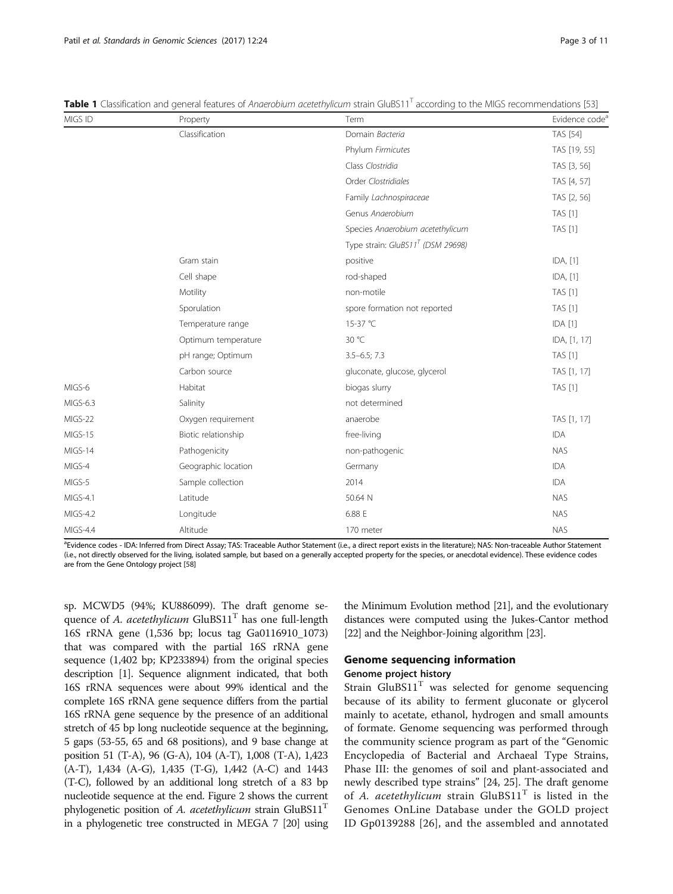**Table 1** Classification and general features of *Anaerobium acetethylicum* strain GluBS11$^T$ according to the MIGS recommendations [53]

| MIGS ID | Property | Term | Evidence code[a] |
|---|---|---|---|
| | Classification | Domain *Bacteria* | TAS [54] |
| | | Phylum *Firmicutes* | TAS [19, 55] |
| | | Class *Clostridia* | TAS [3, 56] |
| | | Order *Clostridiales* | TAS [4, 57] |
| | | Family *Lachnospiraceae* | TAS [2, 56] |
| | | Genus *Anaerobium* | TAS [1] |
| | | Species *Anaerobium acetethylicum* | TAS [1] |
| | | Type strain: GluBS11$^T$ (DSM 29698) | |
| | Gram stain | positive | IDA, [1] |
| | Cell shape | rod-shaped | IDA, [1] |
| | Motility | non-motile | TAS [1] |
| | Sporulation | spore formation not reported | TAS [1] |
| | Temperature range | 15-37 °C | IDA [1] |
| | Optimum temperature | 30 °C | IDA, [1, 17] |
| | pH range; Optimum | 3.5–6.5; 7.3 | TAS [1] |
| | Carbon source | gluconate, glucose, glycerol | TAS [1, 17] |
| MIGS-6 | Habitat | biogas slurry | TAS [1] |
| MIGS-6.3 | Salinity | not determined | |
| MIGS-22 | Oxygen requirement | anaerobe | TAS [1, 17] |
| MIGS-15 | Biotic relationship | free-living | IDA |
| MIGS-14 | Pathogenicity | non-pathogenic | NAS |
| MIGS-4 | Geographic location | Germany | IDA |
| MIGS-5 | Sample collection | 2014 | IDA |
| MIGS-4.1 | Latitude | 50.64 N | NAS |
| MIGS-4.2 | Longitude | 6.88 E | NAS |
| MIGS-4.4 | Altitude | 170 meter | NAS |

[a]Evidence codes - IDA: Inferred from Direct Assay; TAS: Traceable Author Statement (i.e., a direct report exists in the literature); NAS: Non-traceable Author Statement (i.e., not directly observed for the living, isolated sample, but based on a generally accepted property for the species, or anecdotal evidence). These evidence codes are from the Gene Ontology project [58]

sp. MCWD5 (94%; KU886099). The draft genome sequence of *A. acetethylicum* GluBS11$^T$ has one full-length 16S rRNA gene (1,536 bp; locus tag Ga0116910_1073) that was compared with the partial 16S rRNA gene sequence (1,402 bp; KP233894) from the original species description [1]. Sequence alignment indicated, that both 16S rRNA sequences were about 99% identical and the complete 16S rRNA gene sequence differs from the partial 16S rRNA gene sequence by the presence of an additional stretch of 45 bp long nucleotide sequence at the beginning, 5 gaps (53-55, 65 and 68 positions), and 9 base change at position 51 (T-A), 96 (G-A), 104 (A-T), 1,008 (T-A), 1,423 (A-T), 1,434 (A-G), 1,435 (T-G), 1,442 (A-C) and 1443 (T-C), followed by an additional long stretch of a 83 bp nucleotide sequence at the end. Figure 2 shows the current phylogenetic position of *A. acetethylicum* strain GluBS11$^T$ in a phylogenetic tree constructed in MEGA 7 [20] using the Minimum Evolution method [21], and the evolutionary distances were computed using the Jukes-Cantor method [22] and the Neighbor-Joining algorithm [23].

## Genome sequencing information

### Genome project history

Strain GluBS11$^T$ was selected for genome sequencing because of its ability to ferment gluconate or glycerol mainly to acetate, ethanol, hydrogen and small amounts of formate. Genome sequencing was performed through the community science program as part of the "Genomic Encyclopedia of Bacterial and Archaeal Type Strains, Phase III: the genomes of soil and plant-associated and newly described type strains" [24, 25]. The draft genome of *A. acetethylicum* strain GluBS11$^T$ is listed in the Genomes OnLine Database under the GOLD project ID Gp0139288 [26], and the assembled and annotated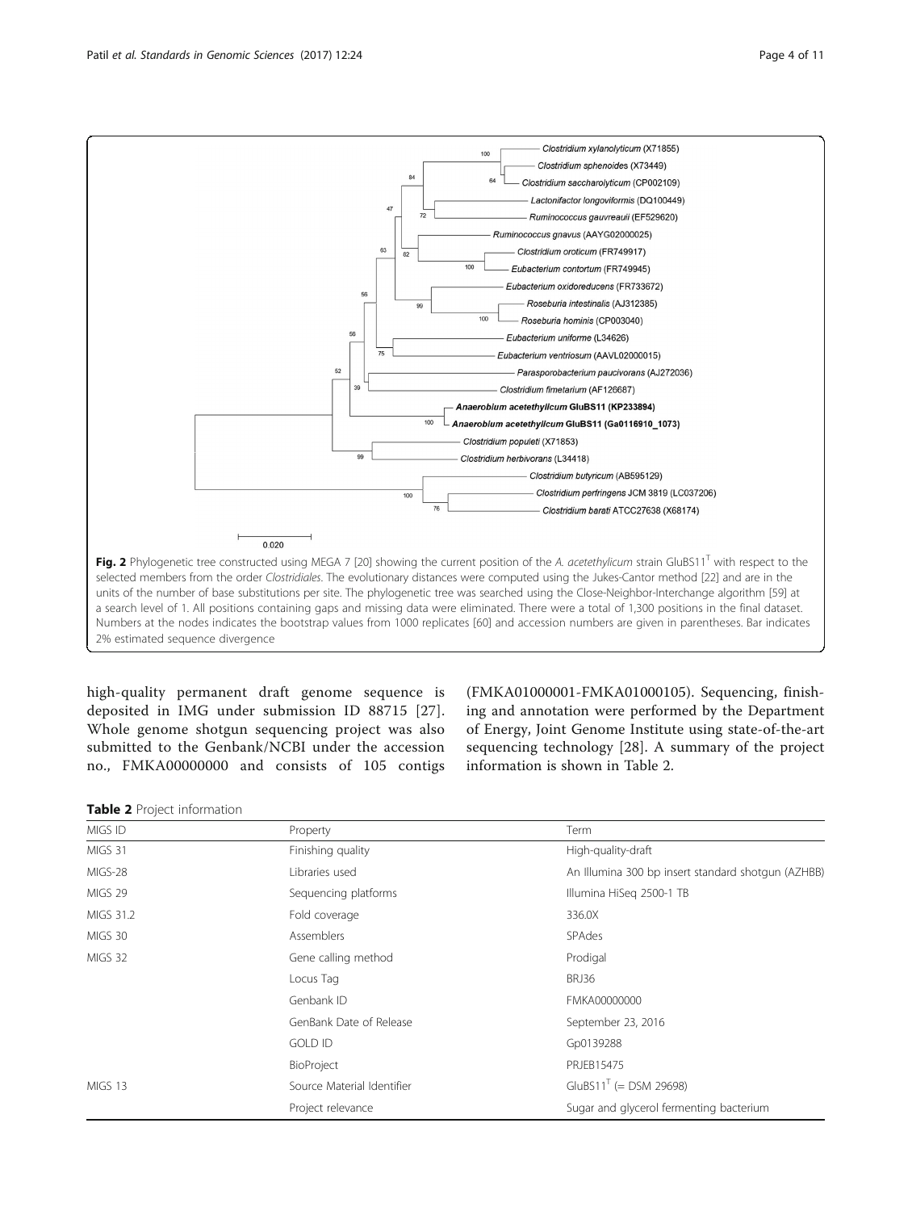Fig. 2 Phylogenetic tree constructed using MEGA 7 [20] showing the current position of the *A. acetethylicum* strain GluBS11[T] with respect to the selected members from the order *Clostridiales*. The evolutionary distances were computed using the Jukes-Cantor method [22] and are in the units of the number of base substitutions per site. The phylogenetic tree was searched using the Close-Neighbor-Interchange algorithm [59] at a search level of 1. All positions containing gaps and missing data were eliminated. There were a total of 1,300 positions in the final dataset. Numbers at the nodes indicates the bootstrap values from 1000 replicates [60] and accession numbers are given in parentheses. Bar indicates 2% estimated sequence divergence

high-quality permanent draft genome sequence is deposited in IMG under submission ID 88715 [27]. Whole genome shotgun sequencing project was also submitted to the Genbank/NCBI under the accession no., FMKA00000000 and consists of 105 contigs (FMKA01000001-FMKA01000105). Sequencing, finishing and annotation were performed by the Department of Energy, Joint Genome Institute using state-of-the-art sequencing technology [28]. A summary of the project information is shown in Table 2.

**Table 2** Project information

| MIGS ID | Property | Term |
|---|---|---|
| MIGS 31 | Finishing quality | High-quality-draft |
| MIGS-28 | Libraries used | An Illumina 300 bp insert standard shotgun (AZHBB) |
| MIGS 29 | Sequencing platforms | Illumina HiSeq 2500-1 TB |
| MIGS 31.2 | Fold coverage | 336.0X |
| MIGS 30 | Assemblers | SPAdes |
| MIGS 32 | Gene calling method | Prodigal |
| | Locus Tag | BRJ36 |
| | Genbank ID | FMKA00000000 |
| | GenBank Date of Release | September 23, 2016 |
| | GOLD ID | Gp0139288 |
| | BioProject | PRJEB15475 |
| MIGS 13 | Source Material Identifier | GluBS11[T] (= DSM 29698) |
| | Project relevance | Sugar and glycerol fermenting bacterium |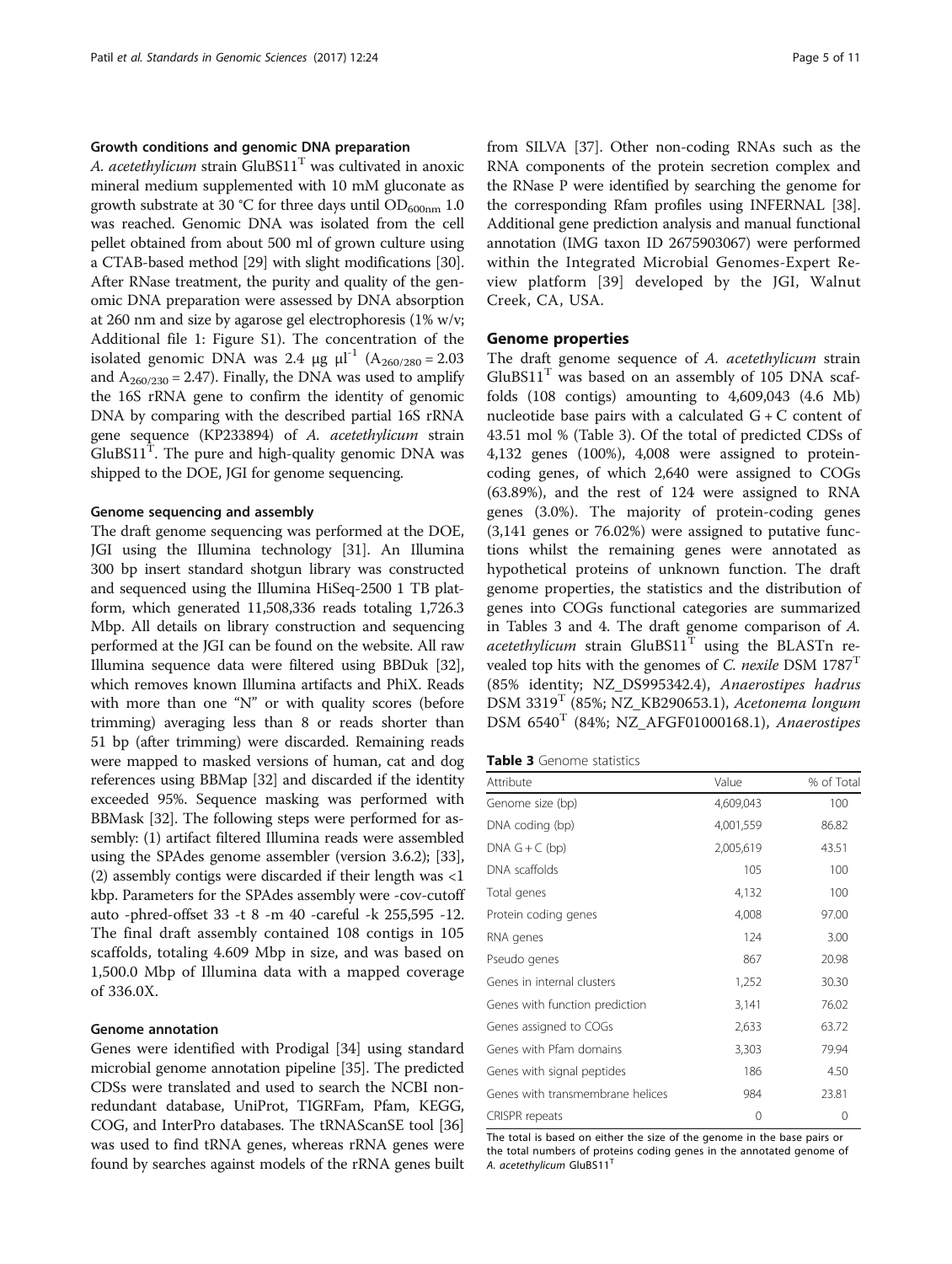### Growth conditions and genomic DNA preparation

*A. acetethylicum* strain GluBS11$^T$ was cultivated in anoxic mineral medium supplemented with 10 mM gluconate as growth substrate at 30 °C for three days until $OD_{600nm}$ 1.0 was reached. Genomic DNA was isolated from the cell pellet obtained from about 500 ml of grown culture using a CTAB-based method [29] with slight modifications [30]. After RNase treatment, the purity and quality of the genomic DNA preparation were assessed by DNA absorption at 260 nm and size by agarose gel electrophoresis (1% w/v; Additional file 1: Figure S1). The concentration of the isolated genomic DNA was 2.4 μg μl$^{-1}$ ($A_{260/280}$ = 2.03 and $A_{260/230}$ = 2.47). Finally, the DNA was used to amplify the 16S rRNA gene to confirm the identity of genomic DNA by comparing with the described partial 16S rRNA gene sequence (KP233894) of *A. acetethylicum* strain GluBS11$^T$. The pure and high-quality genomic DNA was shipped to the DOE, JGI for genome sequencing.

### Genome sequencing and assembly

The draft genome sequencing was performed at the DOE, JGI using the Illumina technology [31]. An Illumina 300 bp insert standard shotgun library was constructed and sequenced using the Illumina HiSeq-2500 1 TB platform, which generated 11,508,336 reads totaling 1,726.3 Mbp. All details on library construction and sequencing performed at the JGI can be found on the website. All raw Illumina sequence data were filtered using BBDuk [32], which removes known Illumina artifacts and PhiX. Reads with more than one "N" or with quality scores (before trimming) averaging less than 8 or reads shorter than 51 bp (after trimming) were discarded. Remaining reads were mapped to masked versions of human, cat and dog references using BBMap [32] and discarded if the identity exceeded 95%. Sequence masking was performed with BBMask [32]. The following steps were performed for assembly: (1) artifact filtered Illumina reads were assembled using the SPAdes genome assembler (version 3.6.2); [33], (2) assembly contigs were discarded if their length was <1 kbp. Parameters for the SPAdes assembly were -cov-cutoff auto -phred-offset 33 -t 8 -m 40 -careful -k 255,595 -12. The final draft assembly contained 108 contigs in 105 scaffolds, totaling 4.609 Mbp in size, and was based on 1,500.0 Mbp of Illumina data with a mapped coverage of 336.0X.

### Genome annotation

Genes were identified with Prodigal [34] using standard microbial genome annotation pipeline [35]. The predicted CDSs were translated and used to search the NCBI nonredundant database, UniProt, TIGRFam, Pfam, KEGG, COG, and InterPro databases. The tRNAScanSE tool [36] was used to find tRNA genes, whereas rRNA genes were found by searches against models of the rRNA genes built from SILVA [37]. Other non-coding RNAs such as the RNA components of the protein secretion complex and the RNase P were identified by searching the genome for the corresponding Rfam profiles using INFERNAL [38]. Additional gene prediction analysis and manual functional annotation (IMG taxon ID 2675903067) were performed within the Integrated Microbial Genomes-Expert Review platform [39] developed by the JGI, Walnut Creek, CA, USA.

## Genome properties

The draft genome sequence of *A. acetethylicum* strain GluBS11$^T$ was based on an assembly of 105 DNA scaffolds (108 contigs) amounting to 4,609,043 (4.6 Mb) nucleotide base pairs with a calculated G + C content of 43.51 mol % (Table 3). Of the total of predicted CDSs of 4,132 genes (100%), 4,008 were assigned to protein-coding genes, of which 2,640 were assigned to COGs (63.89%), and the rest of 124 were assigned to RNA genes (3.0%). The majority of protein-coding genes (3,141 genes or 76.02%) were assigned to putative functions whilst the remaining genes were annotated as hypothetical proteins of unknown function. The draft genome properties, the statistics and the distribution of genes into COGs functional categories are summarized in Tables 3 and 4. The draft genome comparison of *A. acetethylicum* strain GluBS11$^T$ using the BLASTn revealed top hits with the genomes of *C. nexile* DSM 1787$^T$ (85% identity; NZ_DS995342.4), *Anaerostipes hadrus* DSM 3319$^T$ (85%; NZ_KB290653.1), *Acetonema longum* DSM 6540$^T$ (84%; NZ_AFGF01000168.1), *Anaerostipes*

**Table 3** Genome statistics

| Attribute | Value | % of Total |
|---|---|---|
| Genome size (bp) | 4,609,043 | 100 |
| DNA coding (bp) | 4,001,559 | 86.82 |
| DNA G + C (bp) | 2,005,619 | 43.51 |
| DNA scaffolds | 105 | 100 |
| Total genes | 4,132 | 100 |
| Protein coding genes | 4,008 | 97.00 |
| RNA genes | 124 | 3.00 |
| Pseudo genes | 867 | 20.98 |
| Genes in internal clusters | 1,252 | 30.30 |
| Genes with function prediction | 3,141 | 76.02 |
| Genes assigned to COGs | 2,633 | 63.72 |
| Genes with Pfam domains | 3,303 | 79.94 |
| Genes with signal peptides | 186 | 4.50 |
| Genes with transmembrane helices | 984 | 23.81 |
| CRISPR repeats | 0 | 0 |

The total is based on either the size of the genome in the base pairs or the total numbers of proteins coding genes in the annotated genome of *A. acetethylicum* GluBS11$^T$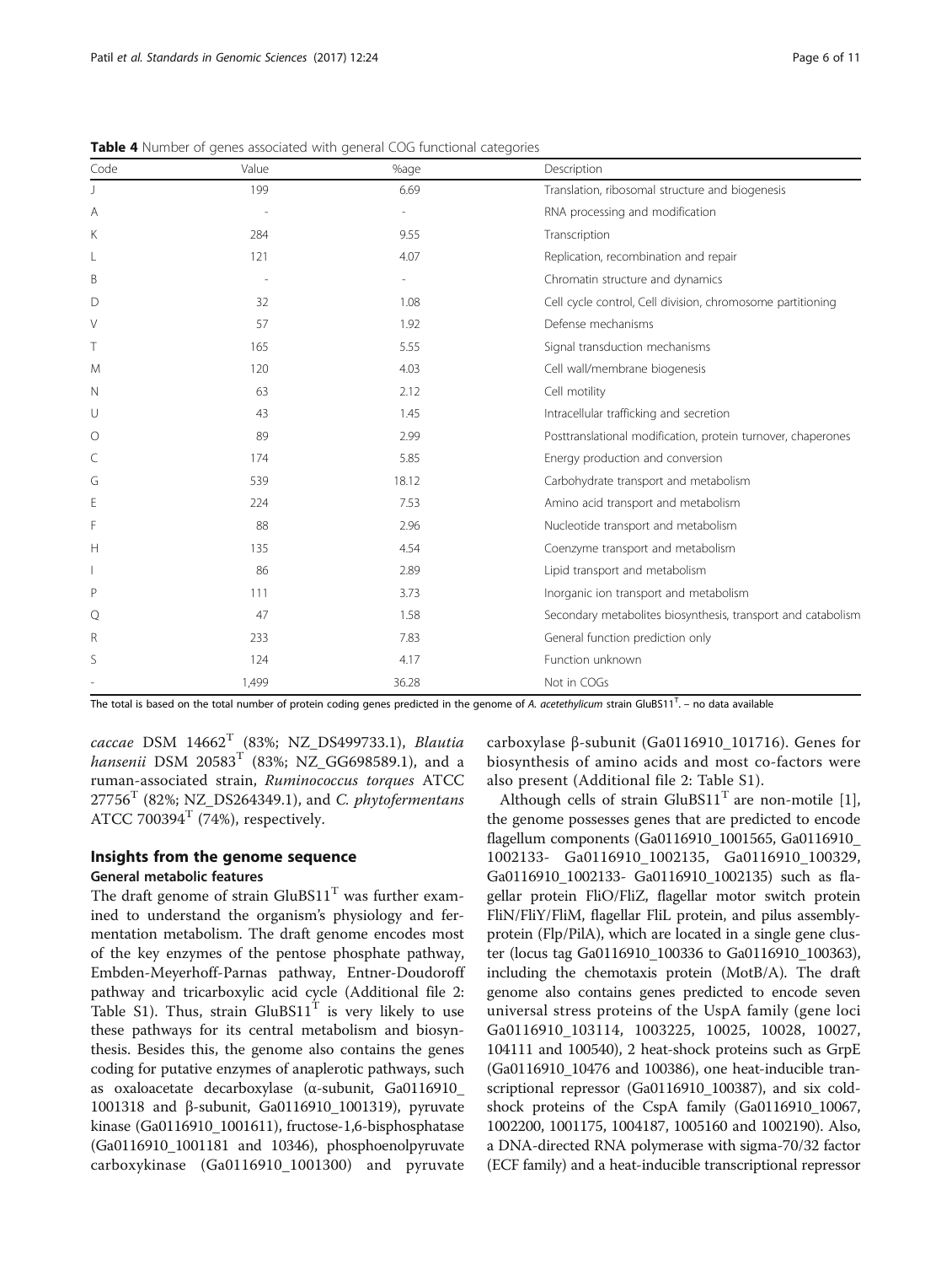**Table 4** Number of genes associated with general COG functional categories

| Code | Value | %age | Description |
|---|---|---|---|
| J | 199 | 6.69 | Translation, ribosomal structure and biogenesis |
| A | - | - | RNA processing and modification |
| K | 284 | 9.55 | Transcription |
| L | 121 | 4.07 | Replication, recombination and repair |
| B | - | - | Chromatin structure and dynamics |
| D | 32 | 1.08 | Cell cycle control, Cell division, chromosome partitioning |
| V | 57 | 1.92 | Defense mechanisms |
| T | 165 | 5.55 | Signal transduction mechanisms |
| M | 120 | 4.03 | Cell wall/membrane biogenesis |
| N | 63 | 2.12 | Cell motility |
| U | 43 | 1.45 | Intracellular trafficking and secretion |
| O | 89 | 2.99 | Posttranslational modification, protein turnover, chaperones |
| C | 174 | 5.85 | Energy production and conversion |
| G | 539 | 18.12 | Carbohydrate transport and metabolism |
| E | 224 | 7.53 | Amino acid transport and metabolism |
| F | 88 | 2.96 | Nucleotide transport and metabolism |
| H | 135 | 4.54 | Coenzyme transport and metabolism |
| I | 86 | 2.89 | Lipid transport and metabolism |
| P | 111 | 3.73 | Inorganic ion transport and metabolism |
| Q | 47 | 1.58 | Secondary metabolites biosynthesis, transport and catabolism |
| R | 233 | 7.83 | General function prediction only |
| S | 124 | 4.17 | Function unknown |
| - | 1,499 | 36.28 | Not in COGs |

The total is based on the total number of protein coding genes predicted in the genome of *A. acetethylicum* strain GluBS11$^T$. – no data available

*caccae* DSM 14662$^T$ (83%; NZ_DS499733.1), *Blautia hansenii* DSM 20583$^T$ (83%; NZ_GG698589.1), and a ruman-associated strain, *Ruminococcus torques* ATCC 27756$^T$ (82%; NZ_DS264349.1), and *C. phytofermentans* ATCC 700394$^T$ (74%), respectively.

## Insights from the genome sequence

### General metabolic features

The draft genome of strain GluBS11$^T$ was further examined to understand the organism's physiology and fermentation metabolism. The draft genome encodes most of the key enzymes of the pentose phosphate pathway, Embden-Meyerhoff-Parnas pathway, Entner-Doudoroff pathway and tricarboxylic acid cycle (Additional file 2: Table S1). Thus, strain GluBS11$^T$ is very likely to use these pathways for its central metabolism and biosynthesis. Besides this, the genome also contains the genes coding for putative enzymes of anaplerotic pathways, such as oxaloacetate decarboxylase (α-subunit, Ga0116910_1001318 and β-subunit, Ga0116910_1001319), pyruvate kinase (Ga0116910_1001611), fructose-1,6-bisphosphatase (Ga0116910_1001181 and 10346), phosphoenolpyruvate carboxykinase (Ga0116910_1001300) and pyruvate carboxylase β-subunit (Ga0116910_101716). Genes for biosynthesis of amino acids and most co-factors were also present (Additional file 2: Table S1).

Although cells of strain GluBS11$^T$ are non-motile [1], the genome possesses genes that are predicted to encode flagellum components (Ga0116910_1001565, Ga0116910_1002133- Ga0116910_1002135, Ga0116910_100329, Ga0116910_1002133- Ga0116910_1002135) such as flagellar protein FliO/FliZ, flagellar motor switch protein FliN/FliY/FliM, flagellar FliL protein, and pilus assembly-protein (Flp/PilA), which are located in a single gene cluster (locus tag Ga0116910_100336 to Ga0116910_100363), including the chemotaxis protein (MotB/A). The draft genome also contains genes predicted to encode seven universal stress proteins of the UspA family (gene loci Ga0116910_103114, 1003225, 10025, 10028, 10027, 104111 and 100540), 2 heat-shock proteins such as GrpE (Ga0116910_10476 and 100386), one heat-inducible transcriptional repressor (Ga0116910_100387), and six cold-shock proteins of the CspA family (Ga0116910_10067, 1002200, 1001175, 1004187, 1005160 and 1002190). Also, a DNA-directed RNA polymerase with sigma-70/32 factor (ECF family) and a heat-inducible transcriptional repressor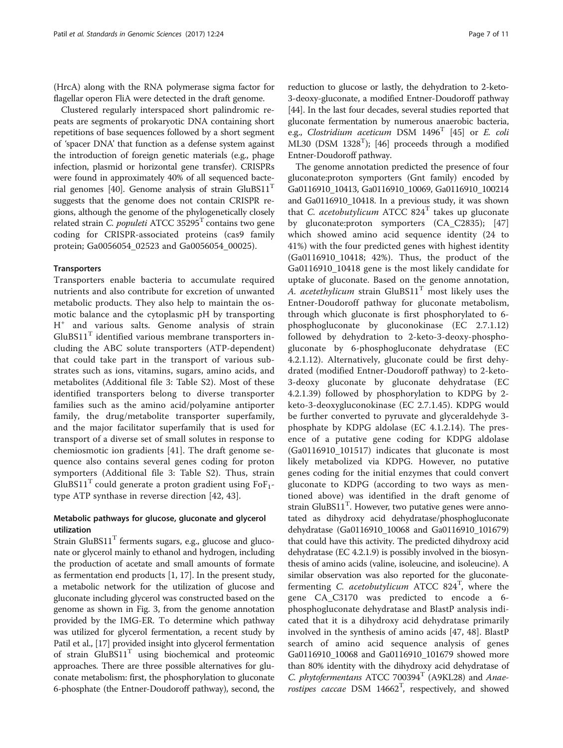(HrcA) along with the RNA polymerase sigma factor for flagellar operon FliA were detected in the draft genome.

Clustered regularly interspaced short palindromic repeats are segments of prokaryotic DNA containing short repetitions of base sequences followed by a short segment of 'spacer DNA' that function as a defense system against the introduction of foreign genetic materials (e.g., phage infection, plasmid or horizontal gene transfer). CRISPRs were found in approximately 40% of all sequenced bacterial genomes [40]. Genome analysis of strain GluBS11$^T$ suggests that the genome does not contain CRISPR regions, although the genome of the phylogenetically closely related strain *C. populeti* ATCC 35295$^T$ contains two gene coding for CRISPR-associated proteins (cas9 family protein; Ga0056054_02523 and Ga0056054_00025).

### Transporters

Transporters enable bacteria to accumulate required nutrients and also contribute for excretion of unwanted metabolic products. They also help to maintain the osmotic balance and the cytoplasmic pH by transporting $H^+$ and various salts. Genome analysis of strain GluBS11$^T$ identified various membrane transporters including the ABC solute transporters (ATP-dependent) that could take part in the transport of various substrates such as ions, vitamins, sugars, amino acids, and metabolites (Additional file 3: Table S2). Most of these identified transporters belong to diverse transporter families such as the amino acid/polyamine antiporter family, the drug/metabolite transporter superfamily, and the major facilitator superfamily that is used for transport of a diverse set of small solutes in response to chemiosmotic ion gradients [41]. The draft genome sequence also contains several genes coding for proton symporters (Additional file 3: Table S2). Thus, strain GluBS11$^T$ could generate a proton gradient using $FoF_1$-type ATP synthase in reverse direction [42, 43].

### Metabolic pathways for glucose, gluconate and glycerol utilization

Strain GluBS11$^T$ ferments sugars, e.g., glucose and gluconate or glycerol mainly to ethanol and hydrogen, including the production of acetate and small amounts of formate as fermentation end products [1, 17]. In the present study, a metabolic network for the utilization of glucose and gluconate including glycerol was constructed based on the genome as shown in Fig. 3, from the genome annotation provided by the IMG-ER. To determine which pathway was utilized for glycerol fermentation, a recent study by Patil et al., [17] provided insight into glycerol fermentation of strain GluBS11$^T$ using biochemical and proteomic approaches. There are three possible alternatives for gluconate metabolism: first, the phosphorylation to gluconate 6-phosphate (the Entner-Doudoroff pathway), second, the reduction to glucose or lastly, the dehydration to 2-keto-3-deoxy-gluconate, a modified Entner-Doudoroff pathway [44]. In the last four decades, several studies reported that gluconate fermentation by numerous anaerobic bacteria, e.g., *Clostridium aceticum* DSM 1496$^T$ [45] or *E. coli* ML30 (DSM 1328$^T$); [46] proceeds through a modified Entner-Doudoroff pathway.

The genome annotation predicted the presence of four gluconate:proton symporters (Gnt family) encoded by Ga0116910_10413, Ga0116910_10069, Ga0116910_100214 and Ga0116910_10418. In a previous study, it was shown that *C. acetobutylicum* ATCC 824$^T$ takes up gluconate by gluconate:proton symporters (CA_C2835); [47] which showed amino acid sequence identity (24 to 41%) with the four predicted genes with highest identity (Ga0116910_10418; 42%). Thus, the product of the Ga0116910_10418 gene is the most likely candidate for uptake of gluconate. Based on the genome annotation, *A. acetethylicum* strain GluBS11$^T$ most likely uses the Entner-Doudoroff pathway for gluconate metabolism, through which gluconate is first phosphorylated to 6-phosphogluconate by gluconokinase (EC 2.7.1.12) followed by dehydration to 2-keto-3-deoxy-phosphogluconate by 6-phosphogluconate dehydratase (EC 4.2.1.12). Alternatively, gluconate could be first dehydrated (modified Entner-Doudoroff pathway) to 2-keto-3-deoxy gluconate by gluconate dehydratase (EC 4.2.1.39) followed by phosphorylation to KDPG by 2-keto-3-deoxygluconokinase (EC 2.7.1.45). KDPG would be further converted to pyruvate and glyceraldehyde 3-phosphate by KDPG aldolase (EC 4.1.2.14). The presence of a putative gene coding for KDPG aldolase (Ga0116910_101517) indicates that gluconate is most likely metabolized via KDPG. However, no putative genes coding for the initial enzymes that could convert gluconate to KDPG (according to two ways as mentioned above) was identified in the draft genome of strain GluBS11$^T$. However, two putative genes were annotated as dihydroxy acid dehydratase/phosphogluconate dehydratase (Ga0116910_10068 and Ga0116910_101679) that could have this activity. The predicted dihydroxy acid dehydratase (EC 4.2.1.9) is possibly involved in the biosynthesis of amino acids (valine, isoleucine, and isoleucine). A similar observation was also reported for the gluconate-fermenting *C. acetobutylicum* ATCC 824$^T$, where the gene CA_C3170 was predicted to encode a 6-phosphogluconate dehydratase and BlastP analysis indicated that it is a dihydroxy acid dehydratase primarily involved in the synthesis of amino acids [47, 48]. BlastP search of amino acid sequence analysis of genes Ga0116910_10068 and Ga0116910_101679 showed more than 80% identity with the dihydroxy acid dehydratase of *C. phytofermentans* ATCC 700394$^T$ (A9KL28) and *Anaerostipes caccae* DSM 14662$^T$, respectively, and showed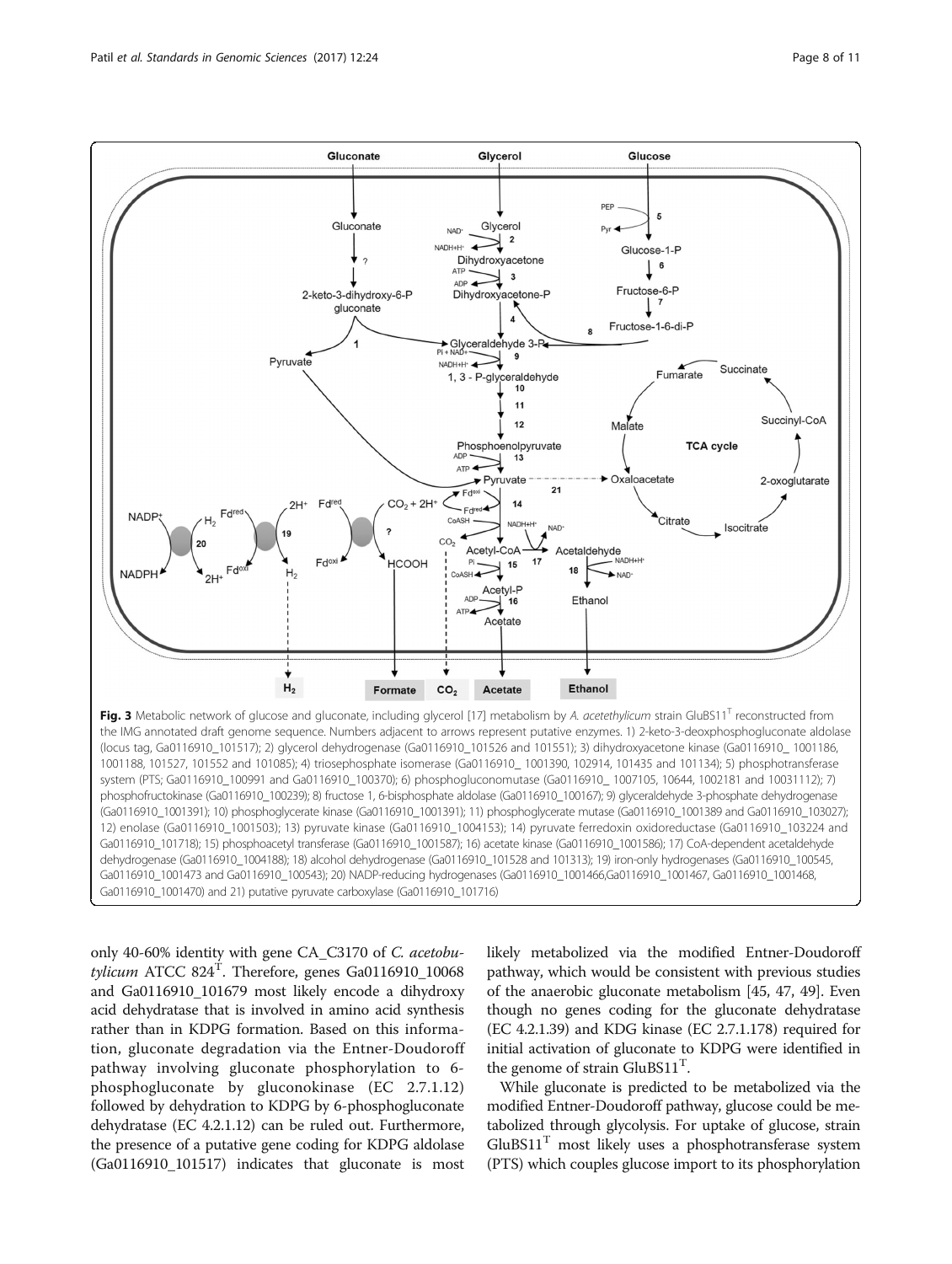Fig. 3 Metabolic network of glucose and gluconate, including glycerol [17] metabolism by *A. acetethylicum* strain GluBS11[T] reconstructed from the IMG annotated draft genome sequence. Numbers adjacent to arrows represent putative enzymes. 1) 2-keto-3-deoxphosphogluconate aldolase (locus tag, Ga0116910_101517); 2) glycerol dehydrogenase (Ga0116910_101526 and 101551); 3) dihydroxyacetone kinase (Ga0116910_ 1001186, 1001188, 101527, 101552 and 101085); 4) triosephosphate isomerase (Ga0116910_ 1001390, 102914, 101435 and 101134); 5) phosphotransferase system (PTS; Ga0116910_100991 and Ga0116910_100370); 6) phosphogluconomutase (Ga0116910_ 1007105, 10644, 1002181 and 10031112); 7) phosphofructokinase (Ga0116910_100239); 8) fructose 1, 6-bisphosphate aldolase (Ga0116910_100167); 9) glyceraldehyde 3-phosphate dehydrogenase (Ga0116910_1001391); 10) phosphoglycerate kinase (Ga0116910_1001391); 11) phosphoglycerate mutase (Ga0116910_1001389 and Ga0116910_103027); 12) enolase (Ga0116910_1001503); 13) pyruvate kinase (Ga0116910_1004153); 14) pyruvate ferredoxin oxidoreductase (Ga0116910_103224 and Ga0116910_101718); 15) phosphoacetyl transferase (Ga0116910_1001587); 16) acetate kinase (Ga0116910_1001586); 17) CoA-dependent acetaldehyde dehydrogenase (Ga0116910_1004188); 18) alcohol dehydrogenase (Ga0116910_101528 and 101313); 19) iron-only hydrogenases (Ga0116910_100545, Ga0116910_1001473 and Ga0116910_100543); 20) NADP-reducing hydrogenases (Ga0116910_1001466,Ga0116910_1001467, Ga0116910_1001468, Ga0116910_1001470) and 21) putative pyruvate carboxylase (Ga0116910_101716)

only 40-60% identity with gene CA_C3170 of *C. acetobutylicum* ATCC 824[T]. Therefore, genes Ga0116910_10068 and Ga0116910_101679 most likely encode a dihydroxy acid dehydratase that is involved in amino acid synthesis rather than in KDPG formation. Based on this information, gluconate degradation via the Entner-Doudoroff pathway involving gluconate phosphorylation to 6-phosphogluconate by gluconokinase (EC 2.7.1.12) followed by dehydration to KDPG by 6-phosphogluconate dehydratase (EC 4.2.1.12) can be ruled out. Furthermore, the presence of a putative gene coding for KDPG aldolase (Ga0116910_101517) indicates that gluconate is most likely metabolized via the modified Entner-Doudoroff pathway, which would be consistent with previous studies of the anaerobic gluconate metabolism [45, 47, 49]. Even though no genes coding for the gluconate dehydratase (EC 4.2.1.39) and KDG kinase (EC 2.7.1.178) required for initial activation of gluconate to KDPG were identified in the genome of strain GluBS11[T].

While gluconate is predicted to be metabolized via the modified Entner-Doudoroff pathway, glucose could be metabolized through glycolysis. For uptake of glucose, strain GluBS11[T] most likely uses a phosphotransferase system (PTS) which couples glucose import to its phosphorylation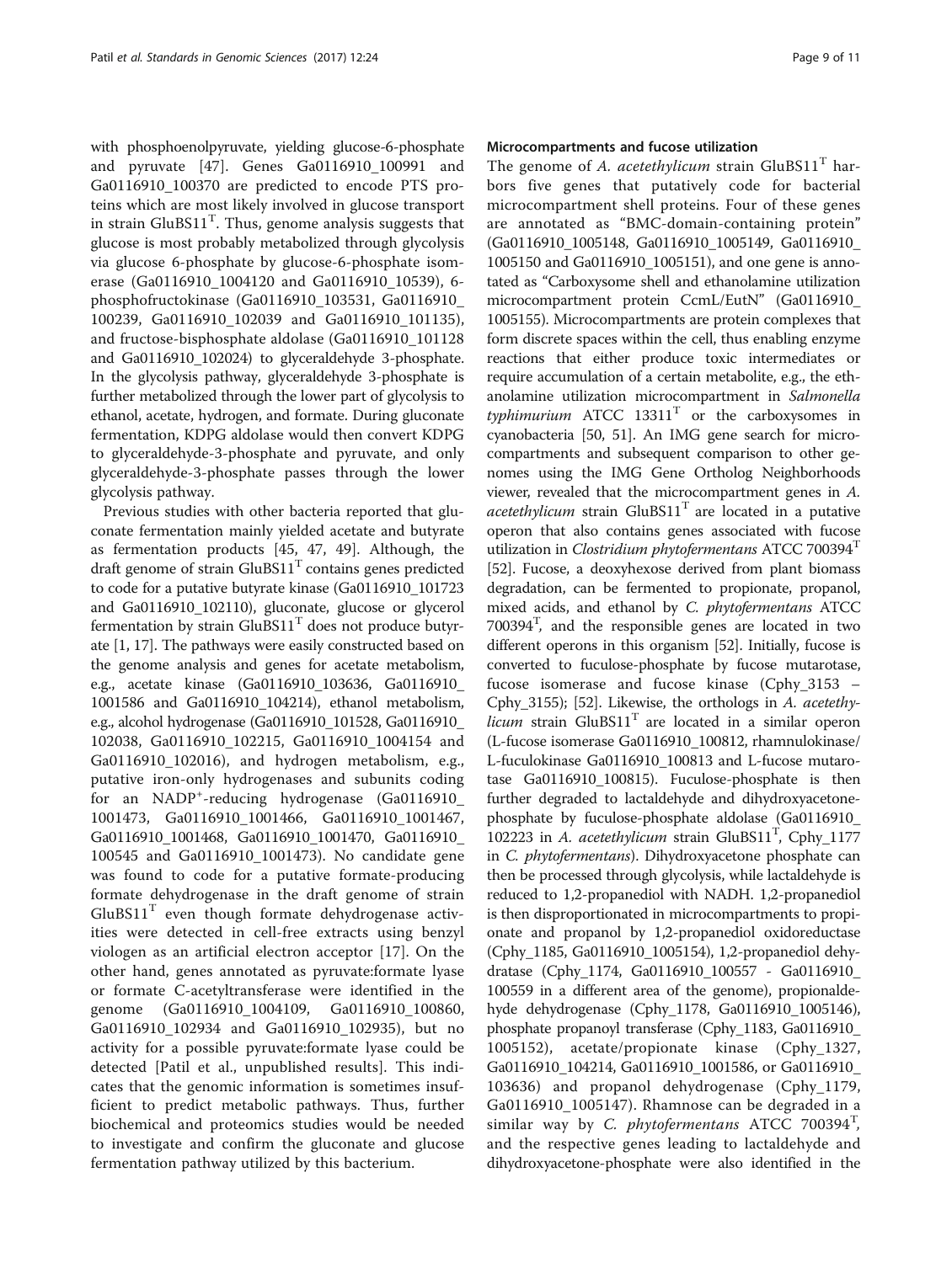with phosphoenolpyruvate, yielding glucose-6-phosphate and pyruvate [47]. Genes Ga0116910_100991 and Ga0116910_100370 are predicted to encode PTS proteins which are most likely involved in glucose transport in strain GluBS11$^{T}$. Thus, genome analysis suggests that glucose is most probably metabolized through glycolysis via glucose 6-phosphate by glucose-6-phosphate isomerase (Ga0116910_1004120 and Ga0116910_10539), 6-phosphofructokinase (Ga0116910_103531, Ga0116910_100239, Ga0116910_102039 and Ga0116910_101135), and fructose-bisphosphate aldolase (Ga0116910_101128 and Ga0116910_102024) to glyceraldehyde 3-phosphate. In the glycolysis pathway, glyceraldehyde 3-phosphate is further metabolized through the lower part of glycolysis to ethanol, acetate, hydrogen, and formate. During gluconate fermentation, KDPG aldolase would then convert KDPG to glyceraldehyde-3-phosphate and pyruvate, and only glyceraldehyde-3-phosphate passes through the lower glycolysis pathway.

Previous studies with other bacteria reported that gluconate fermentation mainly yielded acetate and butyrate as fermentation products [45, 47, 49]. Although, the draft genome of strain GluBS11$^{T}$ contains genes predicted to code for a putative butyrate kinase (Ga0116910_101723 and Ga0116910_102110), gluconate, glucose or glycerol fermentation by strain GluBS11$^{T}$ does not produce butyrate [1, 17]. The pathways were easily constructed based on the genome analysis and genes for acetate metabolism, e.g., acetate kinase (Ga0116910_103636, Ga0116910_1001586 and Ga0116910_104214), ethanol metabolism, e.g., alcohol hydrogenase (Ga0116910_101528, Ga0116910_102038, Ga0116910_102215, Ga0116910_1004154 and Ga0116910_102016), and hydrogen metabolism, e.g., putative iron-only hydrogenases and subunits coding for an $NADP^{+}$-reducing hydrogenase (Ga0116910_1001473, Ga0116910_1001466, Ga0116910_1001467, Ga0116910_1001468, Ga0116910_1001470, Ga0116910_100545 and Ga0116910_1001473). No candidate gene was found to code for a putative formate-producing formate dehydrogenase in the draft genome of strain GluBS11$^{T}$ even though formate dehydrogenase activities were detected in cell-free extracts using benzyl viologen as an artificial electron acceptor [17]. On the other hand, genes annotated as pyruvate:formate lyase or formate C-acetyltransferase were identified in the genome (Ga0116910_1004109, Ga0116910_100860, Ga0116910_102934 and Ga0116910_102935), but no activity for a possible pyruvate:formate lyase could be detected [Patil et al., unpublished results]. This indicates that the genomic information is sometimes insufficient to predict metabolic pathways. Thus, further biochemical and proteomics studies would be needed to investigate and confirm the gluconate and glucose fermentation pathway utilized by this bacterium.

#### Microcompartments and fucose utilization

The genome of *A. acetethylicum* strain GluBS11$^{T}$ harbors five genes that putatively code for bacterial microcompartment shell proteins. Four of these genes are annotated as "BMC-domain-containing protein" (Ga0116910_1005148, Ga0116910_1005149, Ga0116910_1005150 and Ga0116910_1005151), and one gene is annotated as "Carboxysome shell and ethanolamine utilization microcompartment protein CcmL/EutN" (Ga0116910_1005155). Microcompartments are protein complexes that form discrete spaces within the cell, thus enabling enzyme reactions that either produce toxic intermediates or require accumulation of a certain metabolite, e.g., the ethanolamine utilization microcompartment in *Salmonella typhimurium* ATCC 13311$^{T}$ or the carboxysomes in cyanobacteria [50, 51]. An IMG gene search for microcompartments and subsequent comparison to other genomes using the IMG Gene Ortholog Neighborhoods viewer, revealed that the microcompartment genes in *A. acetethylicum* strain GluBS11$^{T}$ are located in a putative operon that also contains genes associated with fucose utilization in *Clostridium phytofermentans* ATCC 700394$^{T}$ [52]. Fucose, a deoxyhexose derived from plant biomass degradation, can be fermented to propionate, propanol, mixed acids, and ethanol by *C. phytofermentans* ATCC 700394$^{T}$, and the responsible genes are located in two different operons in this organism [52]. Initially, fucose is converted to fuculose-phosphate by fucose mutarotase, fucose isomerase and fucose kinase (Cphy_3153 – Cphy_3155); [52]. Likewise, the orthologs in *A. acetethylicum* strain GluBS11$^{T}$ are located in a similar operon (L-fucose isomerase Ga0116910_100812, rhamnulokinase/L-fuculokinase Ga0116910_100813 and L-fucose mutarotase Ga0116910_100815). Fuculose-phosphate is then further degraded to lactaldehyde and dihydroxyacetone-phosphate by fuculose-phosphate aldolase (Ga0116910_102223 in *A. acetethylicum* strain GluBS11$^{T}$, Cphy_1177 in *C. phytofermentans*). Dihydroxyacetone phosphate can then be processed through glycolysis, while lactaldehyde is reduced to 1,2-propanediol with NADH. 1,2-propanediol is then disproportionated in microcompartments to propionate and propanol by 1,2-propanediol oxidoreductase (Cphy_1185, Ga0116910_1005154), 1,2-propanediol dehydratase (Cphy_1174, Ga0116910_100557 - Ga0116910_100559 in a different area of the genome), propionaldehyde dehydrogenase (Cphy_1178, Ga0116910_1005146), phosphate propanoyl transferase (Cphy_1183, Ga0116910_1005152), acetate/propionate kinase (Cphy_1327, Ga0116910_104214, Ga0116910_1001586, or Ga0116910_103636) and propanol dehydrogenase (Cphy_1179, Ga0116910_1005147). Rhamnose can be degraded in a similar way by *C. phytofermentans* ATCC 700394$^{T}$, and the respective genes leading to lactaldehyde and dihydroxyacetone-phosphate were also identified in the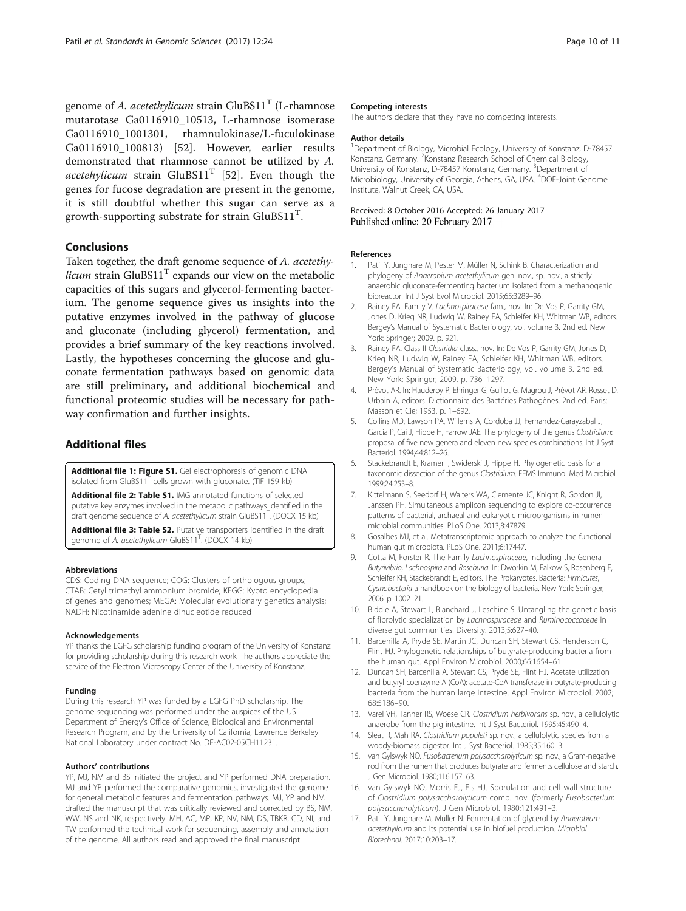genome of *A. acetethylicum* strain GluBS11$^T$ (L-rhamnose mutarotase Ga0116910_10513, L-rhamnose isomerase Ga0116910_1001301, rhamnulokinase/L-fuculokinase Ga0116910_100813) [52]. However, earlier results demonstrated that rhamnose cannot be utilized by *A. acetehylicum* strain GluBS11$^T$ [52]. Even though the genes for fucose degradation are present in the genome, it is still doubtful whether this sugar can serve as a growth-supporting substrate for strain GluBS11$^T$.

## Conclusions

Taken together, the draft genome sequence of *A. acetethylicum* strain GluBS11$^T$ expands our view on the metabolic capacities of this sugars and glycerol-fermenting bacterium. The genome sequence gives us insights into the putative enzymes involved in the pathway of glucose and gluconate (including glycerol) fermentation, and provides a brief summary of the key reactions involved. Lastly, the hypotheses concerning the glucose and gluconate fermentation pathways based on genomic data are still preliminary, and additional biochemical and functional proteomic studies will be necessary for pathway confirmation and further insights.

## Additional files

**Additional file 1: Figure S1.** Gel electrophoresis of genomic DNA isolated from GluBS11$^T$ cells grown with gluconate. (TIF 159 kb)

**Additional file 2: Table S1.** IMG annotated functions of selected putative key enzymes involved in the metabolic pathways identified in the draft genome sequence of *A. acetethylicum* strain GluBS11$^T$. (DOCX 15 kb)

**Additional file 3: Table S2.** Putative transporters identified in the draft genome of *A. acetethylicum* GluBS11$^T$. (DOCX 14 kb)

#### Abbreviations

CDS: Coding DNA sequence; COG: Clusters of orthologous groups; CTAB: Cetyl trimethyl ammonium bromide; KEGG: Kyoto encyclopedia of genes and genomes; MEGA: Molecular evolutionary genetics analysis; NADH: Nicotinamide adenine dinucleotide reduced

#### Acknowledgements

YP thanks the LGFG scholarship funding program of the University of Konstanz for providing scholarship during this research work. The authors appreciate the service of the Electron Microscopy Center of the University of Konstanz.

#### Funding

During this research YP was funded by a LGFG PhD scholarship. The genome sequencing was performed under the auspices of the US Department of Energy's Office of Science, Biological and Environmental Research Program, and by the University of California, Lawrence Berkeley National Laboratory under contract No. DE-AC02-05CH11231.

#### Authors' contributions

YP, MJ, NM and BS initiated the project and YP performed DNA preparation. MJ and YP performed the comparative genomics, investigated the genome for general metabolic features and fermentation pathways. MJ, YP and NM drafted the manuscript that was critically reviewed and corrected by BS, NM, WW, NS and NK, respectively. MH, AC, MP, KP, NV, NM, DS, TBKR, CD, NI, and TW performed the technical work for sequencing, assembly and annotation of the genome. All authors read and approved the final manuscript.

#### Competing interests

The authors declare that they have no competing interests.

#### Author details

[1]Department of Biology, Microbial Ecology, University of Konstanz, D-78457 Konstanz, Germany. [2]Konstanz Research School of Chemical Biology, University of Konstanz, D-78457 Konstanz, Germany. [3]Department of Microbiology, University of Georgia, Athens, GA, USA. [4]DOE-Joint Genome Institute, Walnut Creek, CA, USA.

Received: 8 October 2016 Accepted: 26 January 2017
Published online: 20 February 2017

#### References

1. Patil Y, Junghare M, Pester M, Müller N, Schink B. Characterization and phylogeny of *Anaerobium acetethylicum* gen. nov., sp. nov., a strictly anaerobic gluconate-fermenting bacterium isolated from a methanogenic bioreactor. Int J Syst Evol Microbiol. 2015;65:3289–96.
2. Rainey FA. Family V. *Lachnospiraceae* fam., nov. In: De Vos P, Garrity GM, Jones D, Krieg NR, Ludwig W, Rainey FA, Schleifer KH, Whitman WB, editors. Bergey's Manual of Systematic Bacteriology, vol. volume 3. 2nd ed. New York: Springer; 2009. p. 921.
3. Rainey FA. Class II *Clostridia* class., nov. In: De Vos P, Garrity GM, Jones D, Krieg NR, Ludwig W, Rainey FA, Schleifer KH, Whitman WB, editors. Bergey's Manual of Systematic Bacteriology, vol. volume 3. 2nd ed. New York: Springer; 2009. p. 736–1297.
4. Prévot AR. In: Hauderoy P, Ehringer G, Guillot G, Magrou J, Prévot AR, Rosset D, Urbain A, editors. Dictionnaire des Bactéries Pathogènes. 2nd ed. Paris: Masson et Cie; 1953. p. 1–692.
5. Collins MD, Lawson PA, Willems A, Cordoba JJ, Fernandez-Garayzabal J, Garcia P, Cai J, Hippe H, Farrow JAE. The phylogeny of the genus *Clostridium*: proposal of five new genera and eleven new species combinations. Int J Syst Bacteriol. 1994;44:812–26.
6. Stackebrandt E, Kramer I, Swiderski J, Hippe H. Phylogenetic basis for a taxonomic dissection of the genus *Clostridium*. FEMS Immunol Med Microbiol. 1999;24:253–8.
7. Kittelmann S, Seedorf H, Walters WA, Clemente JC, Knight R, Gordon JI, Janssen PH. Simultaneous amplicon sequencing to explore co-occurrence patterns of bacterial, archaeal and eukaryotic microorganisms in rumen microbial communities. PLoS One. 2013;8:47879.
8. Gosalbes MJ, et al. Metatranscriptomic approach to analyze the functional human gut microbiota. PLoS One. 2011;6:17447.
9. Cotta M, Forster R. The Family *Lachnospiraceae*, Including the Genera *Butyrivibrio*, *Lachnospira* and *Roseburia*. In: Dworkin M, Falkow S, Rosenberg E, Schleifer KH, Stackebrandt E, editors. The Prokaryotes. Bacteria: *Firmicutes*, *Cyanobacteria* a handbook on the biology of bacteria. New York: Springer; 2006. p. 1002–21.
10. Biddle A, Stewart L, Blanchard J, Leschine S. Untangling the genetic basis of fibrolytic specialization by *Lachnospiraceae* and *Ruminococcaceae* in diverse gut communities. Diversity. 2013;5:627–40.
11. Barcenilla A, Pryde SE, Martin JC, Duncan SH, Stewart CS, Henderson C, Flint HJ. Phylogenetic relationships of butyrate-producing bacteria from the human gut. Appl Environ Microbiol. 2000;66:1654–61.
12. Duncan SH, Barcenilla A, Stewart CS, Pryde SE, Flint HJ. Acetate utilization and butyryl coenzyme A (CoA): acetate-CoA transferase in butyrate-producing bacteria from the human large intestine. Appl Environ Microbiol. 2002; 68:5186–90.
13. Varel VH, Tanner RS, Woese CR. *Clostridium herbivorans* sp. nov., a cellulolytic anaerobe from the pig intestine. Int J Syst Bacteriol. 1995;45:490–4.
14. Sleat R, Mah RA. *Clostridium populeti* sp. nov., a cellulolytic species from a woody-biomass digestor. Int J Syst Bacteriol. 1985;35:160–3.
15. van Gylswyk NO. *Fusobacterium polysaccharolyticum* sp. nov., a Gram-negative rod from the rumen that produces butyrate and ferments cellulose and starch. J Gen Microbiol. 1980;116:157–63.
16. van Gylswyk NO, Morris EJ, Els HJ. Sporulation and cell wall structure of *Clostridium polysaccharolyticum* comb. nov. (formerly *Fusobacterium polysaccharolyticum*). J Gen Microbiol. 1980;121:491–3.
17. Patil Y, Junghare M, Müller N. Fermentation of glycerol by *Anaerobium acetethylicum* and its potential use in biofuel production. Microbiol Biotechnol. 2017;10:203–17.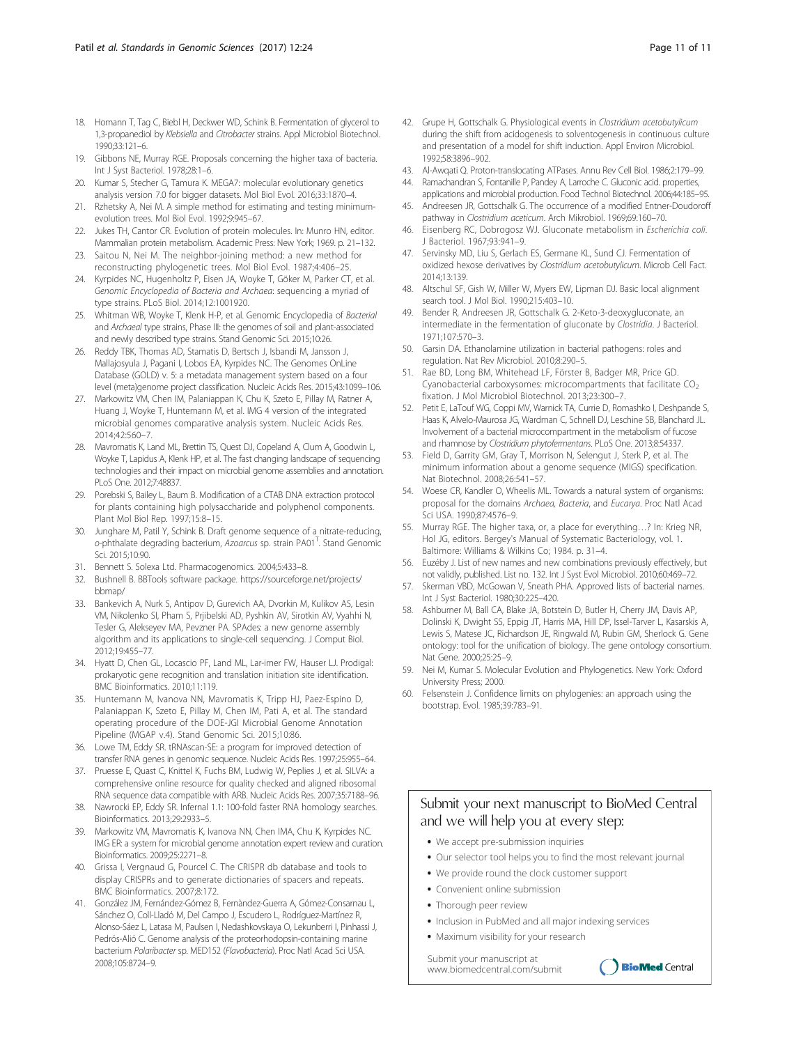18. Homann T, Tag C, Biebl H, Deckwer WD, Schink B. Fermentation of glycerol to 1,3-propanediol by *Klebsiella* and *Citrobacter* strains. Appl Microbiol Biotechnol. 1990;33:121–6.
19. Gibbons NE, Murray RGE. Proposals concerning the higher taxa of bacteria. Int J Syst Bacteriol. 1978;28:1–6.
20. Kumar S, Stecher G, Tamura K. MEGA7: molecular evolutionary genetics analysis version 7.0 for bigger datasets. Mol Biol Evol. 2016;33:1870–4.
21. Rzhetsky A, Nei M. A simple method for estimating and testing minimum-evolution trees. Mol Biol Evol. 1992;9:945–67.
22. Jukes TH, Cantor CR. Evolution of protein molecules. In: Munro HN, editor. Mammalian protein metabolism. Academic Press: New York; 1969. p. 21–132.
23. Saitou N, Nei M. The neighbor-joining method: a new method for reconstructing phylogenetic trees. Mol Biol Evol. 1987;4:406–25.
24. Kyrpides NC, Hugenholtz P, Eisen JA, Woyke T, Göker M, Parker CT, et al. *Genomic Encyclopedia of Bacteria and Archaea*: sequencing a myriad of type strains. PLoS Biol. 2014;12:1001920.
25. Whitman WB, Woyke T, Klenk H-P, et al. Genomic Encyclopedia of *Bacterial* and *Archaeal* type strains, Phase III: the genomes of soil and plant-associated and newly described type strains. Stand Genomic Sci. 2015;10:26.
26. Reddy TBK, Thomas AD, Stamatis D, Bertsch J, Isbandi M, Jansson J, Mallajosyula J, Pagani I, Lobos EA, Kyrpides NC. The Genomes OnLine Database (GOLD) v. 5: a metadata management system based on a four level (meta)genome project classification. Nucleic Acids Res. 2015;43:1099–106.
27. Markowitz VM, Chen IM, Palaniappan K, Chu K, Szeto E, Pillay M, Ratner A, Huang J, Woyke T, Huntemann M, et al. IMG 4 version of the integrated microbial genomes comparative analysis system. Nucleic Acids Res. 2014;42:560–7.
28. Mavromatis K, Land ML, Brettin TS, Quest DJ, Copeland A, Clum A, Goodwin L, Woyke T, Lapidus A, Klenk HP, et al. The fast changing landscape of sequencing technologies and their impact on microbial genome assemblies and annotation. PLoS One. 2012;7:48837.
29. Porebski S, Bailey L, Baum B. Modification of a CTAB DNA extraction protocol for plants containing high polysaccharide and polyphenol components. Plant Mol Biol Rep. 1997;15:8–15.
30. Junghare M, Patil Y, Schink B. Draft genome sequence of a nitrate-reducing, *o*-phthalate degrading bacterium, *Azoarcus* sp. strain PA01$^T$. Stand Genomic Sci. 2015;10:90.
31. Bennett S. Solexa Ltd. Pharmacogenomics. 2004;5:433–8.
32. Bushnell B. BBTools software package. https://sourceforge.net/projects/bbmap/
33. Bankevich A, Nurk S, Antipov D, Gurevich AA, Dvorkin M, Kulikov AS, Lesin VM, Nikolenko SI, Pham S, Prjibelski AD, Pyshkin AV, Sirotkin AV, Vyahhi N, Tesler G, Alekseyev MA, Pevzner PA. SPAdes: a new genome assembly algorithm and its applications to single-cell sequencing. J Comput Biol. 2012;19:455–77.
34. Hyatt D, Chen GL, Locascio PF, Land ML, Lar-imer FW, Hauser LJ. Prodigal: prokaryotic gene recognition and translation initiation site identification. BMC Bioinformatics. 2010;11:119.
35. Huntemann M, Ivanova NN, Mavromatis K, Tripp HJ, Paez-Espino D, Palaniappan K, Szeto E, Pillay M, Chen IM, Pati A, et al. The standard operating procedure of the DOE-JGI Microbial Genome Annotation Pipeline (MGAP v.4). Stand Genomic Sci. 2015;10:86.
36. Lowe TM, Eddy SR. tRNAscan-SE: a program for improved detection of transfer RNA genes in genomic sequence. Nucleic Acids Res. 1997;25:955–64.
37. Pruesse E, Quast C, Knittel K, Fuchs BM, Ludwig W, Peplies J, et al. SILVA: a comprehensive online resource for quality checked and aligned ribosomal RNA sequence data compatible with ARB. Nucleic Acids Res. 2007;35:7188–96.
38. Nawrocki EP, Eddy SR. Infernal 1.1: 100-fold faster RNA homology searches. Bioinformatics. 2013;29:2933–5.
39. Markowitz VM, Mavromatis K, Ivanova NN, Chen IMA, Chu K, Kyrpides NC. IMG ER: a system for microbial genome annotation expert review and curation. Bioinformatics. 2009;25:2271–8.
40. Grissa I, Vergnaud G, Pourcel C. The CRISPR db database and tools to display CRISPRs and to generate dictionaries of spacers and repeats. BMC Bioinformatics. 2007;8:172.
41. González JM, Fernández-Gómez B, Fernàndez-Guerra A, Gómez-Consarnau L, Sánchez O, Coll-Lladó M, Del Campo J, Escudero L, Rodríguez-Martínez R, Alonso-Sáez L, Latasa M, Paulsen I, Nedashkovskaya O, Lekunberri I, Pinhassi J, Pedrós-Alió C. Genome analysis of the proteorhodopsin-containing marine bacterium *Polaribacter* sp. MED152 (*Flavobacteria*). Proc Natl Acad Sci USA. 2008;105:8724–9.
42. Grupe H, Gottschalk G. Physiological events in *Clostridium acetobutylicum* during the shift from acidogenesis to solventogenesis in continuous culture and presentation of a model for shift induction. Appl Environ Microbiol. 1992;58:3896–902.
43. Al-Awqati Q. Proton-translocating ATPases. Annu Rev Cell Biol. 1986;2:179–99.
44. Ramachandran S, Fontanille P, Pandey A, Larroche C. Gluconic acid. properties, applications and microbial production. Food Technol Biotechnol. 2006;44:185–95.
45. Andreesen JR, Gottschalk G. The occurrence of a modified Entner-Doudoroff pathway in *Clostridium aceticum*. Arch Mikrobiol. 1969;69:160–70.
46. Eisenberg RC, Dobrogosz WJ. Gluconate metabolism in *Escherichia coli*. J Bacteriol. 1967;93:941–9.
47. Servinsky MD, Liu S, Gerlach ES, Germane KL, Sund CJ. Fermentation of oxidized hexose derivatives by *Clostridium acetobutylicum*. Microb Cell Fact. 2014;13:139.
48. Altschul SF, Gish W, Miller W, Myers EW, Lipman DJ. Basic local alignment search tool. J Mol Biol. 1990;215:403–10.
49. Bender R, Andreesen JR, Gottschalk G. 2-Keto-3-deoxygluconate, an intermediate in the fermentation of gluconate by *Clostridia*. J Bacteriol. 1971;107:570–3.
50. Garsin DA. Ethanolamine utilization in bacterial pathogens: roles and regulation. Nat Rev Microbiol. 2010;8:290–5.
51. Rae BD, Long BM, Whitehead LF, Förster B, Badger MR, Price GD. Cyanobacterial carboxysomes: microcompartments that facilitate $CO_2$ fixation. J Mol Microbiol Biotechnol. 2013;23:300–7.
52. Petit E, LaTouf WG, Coppi MV, Warnick TA, Currie D, Romashko I, Deshpande S, Haas K, Alvelo-Maurosa JG, Wardman C, Schnell DJ, Leschine SB, Blanchard JL. Involvement of a bacterial microcompartment in the metabolism of fucose and rhamnose by *Clostridium phytofermentans*. PLoS One. 2013;8:54337.
53. Field D, Garrity GM, Gray T, Morrison N, Selengut J, Sterk P, et al. The minimum information about a genome sequence (MIGS) specification. Nat Biotechnol. 2008;26:541–57.
54. Woese CR, Kandler O, Wheelis ML. Towards a natural system of organisms: proposal for the domains *Archaea*, *Bacteria*, and *Eucarya*. Proc Natl Acad Sci USA. 1990;87:4576–9.
55. Murray RGE. The higher taxa, or, a place for everything…? In: Krieg NR, Hol JG, editors. Bergey's Manual of Systematic Bacteriology, vol. 1. Baltimore: Williams & Wilkins Co; 1984. p. 31–4.
56. Euzéby J. List of new names and new combinations previously effectively, but not validly, published. List no. 132. Int J Syst Evol Microbiol. 2010;60:469–72.
57. Skerman VBD, McGowan V, Sneath PHA. Approved lists of bacterial names. Int J Syst Bacteriol. 1980;30:225–420.
58. Ashburner M, Ball CA, Blake JA, Botstein D, Butler H, Cherry JM, Davis AP, Dolinski K, Dwight SS, Eppig JT, Harris MA, Hill DP, Issel-Tarver L, Kasarskis A, Lewis S, Matese JC, Richardson JE, Ringwald M, Rubin GM, Sherlock G. Gene ontology: tool for the unification of biology. The gene ontology consortium. Nat Gene. 2000;25:25–9.
59. Nei M, Kumar S. Molecular Evolution and Phylogenetics. New York: Oxford University Press; 2000.
60. Felsenstein J. Confidence limits on phylogenies: an approach using the bootstrap. Evol. 1985;39:783–91.

Submit your next manuscript to BioMed Central and we will help you at every step:

- We accept pre-submission inquiries
- Our selector tool helps you to find the most relevant journal
- We provide round the clock customer support
- Convenient online submission
- Thorough peer review
- Inclusion in PubMed and all major indexing services
- Maximum visibility for your research

Submit your manuscript at www.biomedcentral.com/submit

BioMed Central